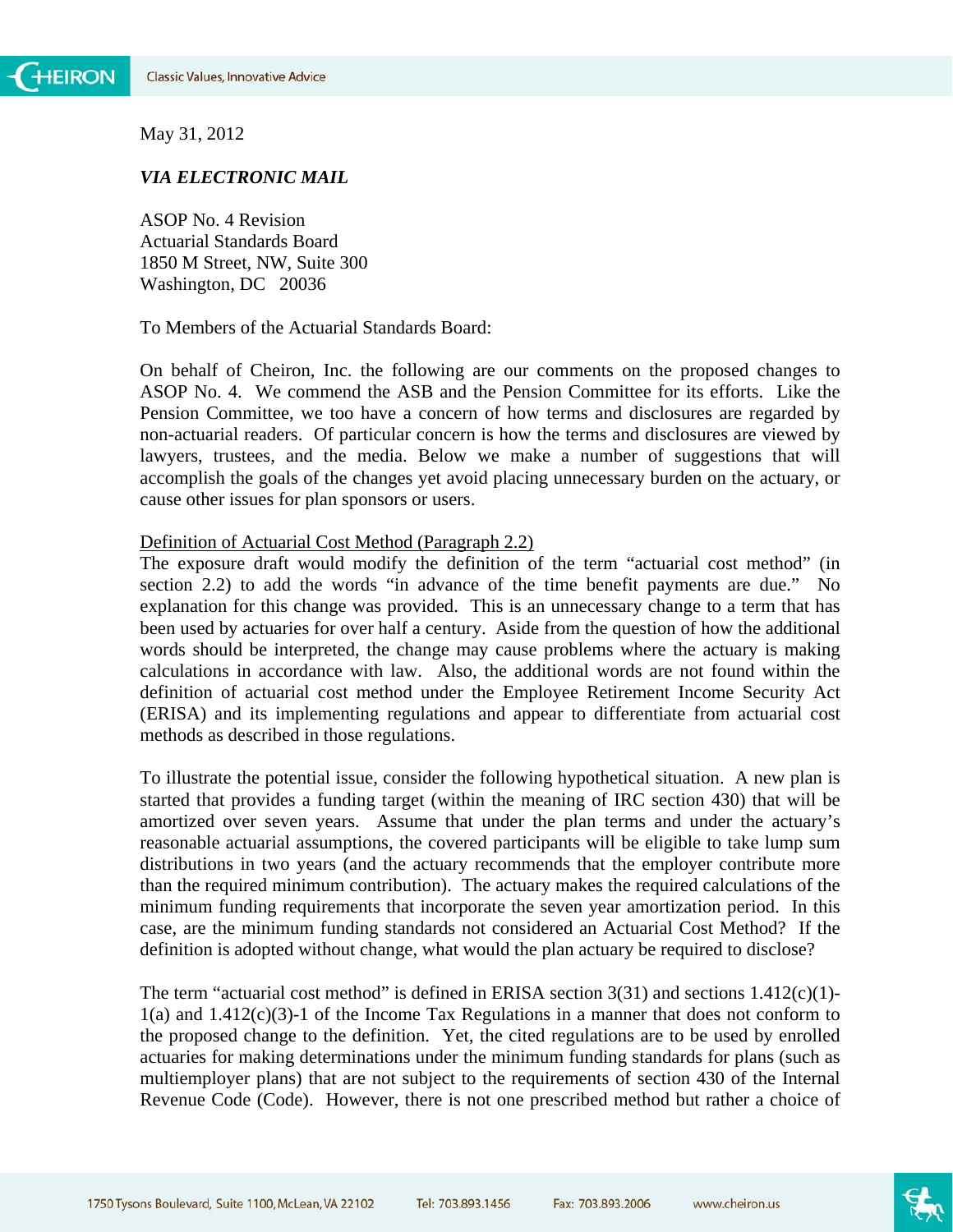May 31, 2012

***VIA ELECTRONIC MAIL***

ASOP No. 4 Revision
Actuarial Standards Board
1850 M Street, NW, Suite 300
Washington, DC 20036

To Members of the Actuarial Standards Board:

On behalf of Cheiron, Inc. the following are our comments on the proposed changes to ASOP No. 4. We commend the ASB and the Pension Committee for its efforts. Like the Pension Committee, we too have a concern of how terms and disclosures are regarded by non-actuarial readers. Of particular concern is how the terms and disclosures are viewed by lawyers, trustees, and the media. Below we make a number of suggestions that will accomplish the goals of the changes yet avoid placing unnecessary burden on the actuary, or cause other issues for plan sponsors or users.

Definition of Actuarial Cost Method (Paragraph 2.2)

The exposure draft would modify the definition of the term "actuarial cost method" (in section 2.2) to add the words "in advance of the time benefit payments are due." No explanation for this change was provided. This is an unnecessary change to a term that has been used by actuaries for over half a century. Aside from the question of how the additional words should be interpreted, the change may cause problems where the actuary is making calculations in accordance with law. Also, the additional words are not found within the definition of actuarial cost method under the Employee Retirement Income Security Act (ERISA) and its implementing regulations and appear to differentiate from actuarial cost methods as described in those regulations.

To illustrate the potential issue, consider the following hypothetical situation. A new plan is started that provides a funding target (within the meaning of IRC section 430) that will be amortized over seven years. Assume that under the plan terms and under the actuary's reasonable actuarial assumptions, the covered participants will be eligible to take lump sum distributions in two years (and the actuary recommends that the employer contribute more than the required minimum contribution). The actuary makes the required calculations of the minimum funding requirements that incorporate the seven year amortization period. In this case, are the minimum funding standards not considered an Actuarial Cost Method? If the definition is adopted without change, what would the plan actuary be required to disclose?

The term "actuarial cost method" is defined in ERISA section 3(31) and sections 1.412(c)(1)-1(a) and 1.412(c)(3)-1 of the Income Tax Regulations in a manner that does not conform to the proposed change to the definition. Yet, the cited regulations are to be used by enrolled actuaries for making determinations under the minimum funding standards for plans (such as multiemployer plans) that are not subject to the requirements of section 430 of the Internal Revenue Code (Code). However, there is not one prescribed method but rather a choice of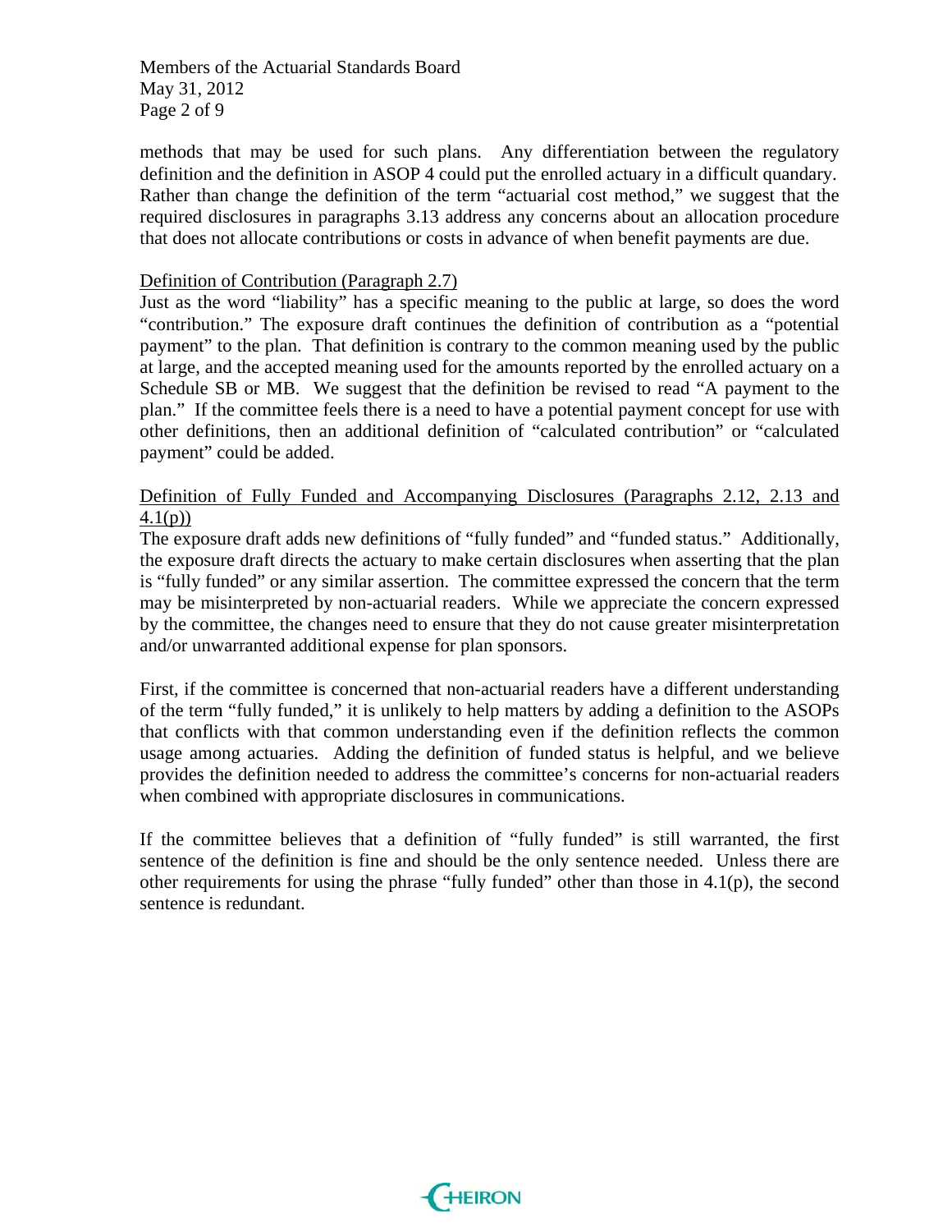methods that may be used for such plans. Any differentiation between the regulatory definition and the definition in ASOP 4 could put the enrolled actuary in a difficult quandary. Rather than change the definition of the term "actuarial cost method," we suggest that the required disclosures in paragraphs 3.13 address any concerns about an allocation procedure that does not allocate contributions or costs in advance of when benefit payments are due.

Definition of Contribution (Paragraph 2.7)

Just as the word "liability" has a specific meaning to the public at large, so does the word "contribution." The exposure draft continues the definition of contribution as a "potential payment" to the plan. That definition is contrary to the common meaning used by the public at large, and the accepted meaning used for the amounts reported by the enrolled actuary on a Schedule SB or MB. We suggest that the definition be revised to read "A payment to the plan." If the committee feels there is a need to have a potential payment concept for use with other definitions, then an additional definition of "calculated contribution" or "calculated payment" could be added.

Definition of Fully Funded and Accompanying Disclosures (Paragraphs 2.12, 2.13 and 4.1(p))

The exposure draft adds new definitions of "fully funded" and "funded status." Additionally, the exposure draft directs the actuary to make certain disclosures when asserting that the plan is "fully funded" or any similar assertion. The committee expressed the concern that the term may be misinterpreted by non-actuarial readers. While we appreciate the concern expressed by the committee, the changes need to ensure that they do not cause greater misinterpretation and/or unwarranted additional expense for plan sponsors.

First, if the committee is concerned that non-actuarial readers have a different understanding of the term "fully funded," it is unlikely to help matters by adding a definition to the ASOPs that conflicts with that common understanding even if the definition reflects the common usage among actuaries. Adding the definition of funded status is helpful, and we believe provides the definition needed to address the committee's concerns for non-actuarial readers when combined with appropriate disclosures in communications.

If the committee believes that a definition of "fully funded" is still warranted, the first sentence of the definition is fine and should be the only sentence needed. Unless there are other requirements for using the phrase "fully funded" other than those in 4.1(p), the second sentence is redundant.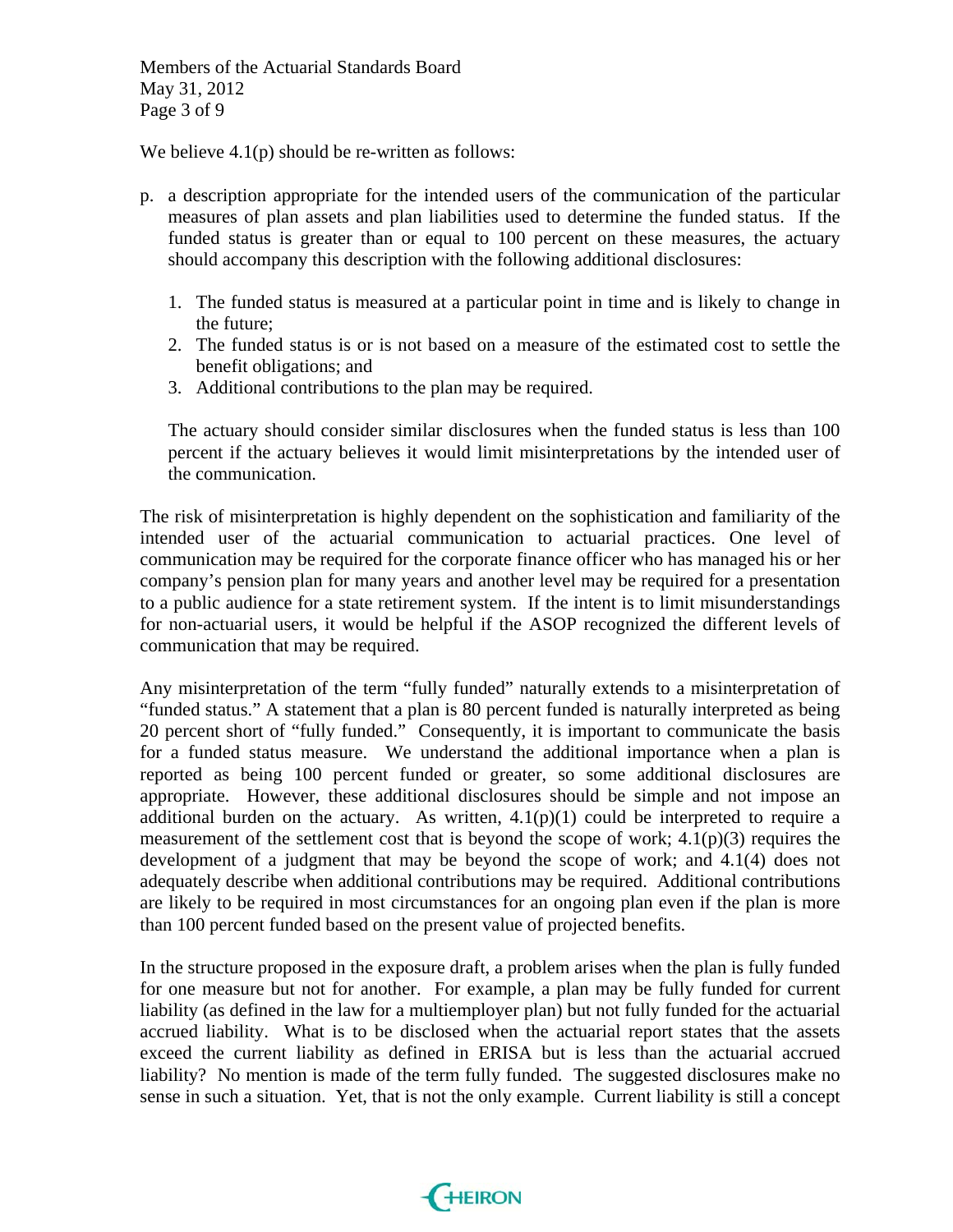We believe 4.1(p) should be re-written as follows:

p. a description appropriate for the intended users of the communication of the particular measures of plan assets and plan liabilities used to determine the funded status. If the funded status is greater than or equal to 100 percent on these measures, the actuary should accompany this description with the following additional disclosures:

   1. The funded status is measured at a particular point in time and is likely to change in the future;
   2. The funded status is or is not based on a measure of the estimated cost to settle the benefit obligations; and
   3. Additional contributions to the plan may be required.

   The actuary should consider similar disclosures when the funded status is less than 100 percent if the actuary believes it would limit misinterpretations by the intended user of the communication.

The risk of misinterpretation is highly dependent on the sophistication and familiarity of the intended user of the actuarial communication to actuarial practices. One level of communication may be required for the corporate finance officer who has managed his or her company's pension plan for many years and another level may be required for a presentation to a public audience for a state retirement system. If the intent is to limit misunderstandings for non-actuarial users, it would be helpful if the ASOP recognized the different levels of communication that may be required.

Any misinterpretation of the term "fully funded" naturally extends to a misinterpretation of "funded status." A statement that a plan is 80 percent funded is naturally interpreted as being 20 percent short of "fully funded." Consequently, it is important to communicate the basis for a funded status measure. We understand the additional importance when a plan is reported as being 100 percent funded or greater, so some additional disclosures are appropriate. However, these additional disclosures should be simple and not impose an additional burden on the actuary. As written, 4.1(p)(1) could be interpreted to require a measurement of the settlement cost that is beyond the scope of work; 4.1(p)(3) requires the development of a judgment that may be beyond the scope of work; and 4.1(4) does not adequately describe when additional contributions may be required. Additional contributions are likely to be required in most circumstances for an ongoing plan even if the plan is more than 100 percent funded based on the present value of projected benefits.

In the structure proposed in the exposure draft, a problem arises when the plan is fully funded for one measure but not for another. For example, a plan may be fully funded for current liability (as defined in the law for a multiemployer plan) but not fully funded for the actuarial accrued liability. What is to be disclosed when the actuarial report states that the assets exceed the current liability as defined in ERISA but is less than the actuarial accrued liability? No mention is made of the term fully funded. The suggested disclosures make no sense in such a situation. Yet, that is not the only example. Current liability is still a concept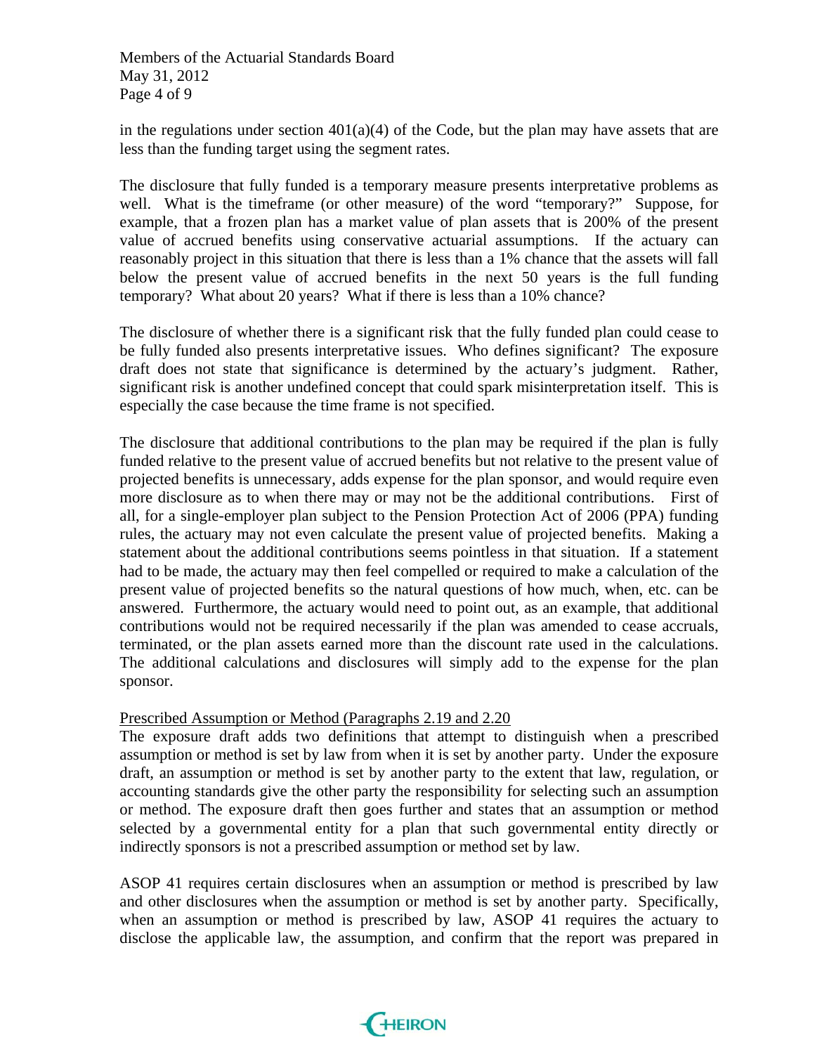in the regulations under section 401(a)(4) of the Code, but the plan may have assets that are less than the funding target using the segment rates.

The disclosure that fully funded is a temporary measure presents interpretative problems as well. What is the timeframe (or other measure) of the word "temporary?" Suppose, for example, that a frozen plan has a market value of plan assets that is 200% of the present value of accrued benefits using conservative actuarial assumptions. If the actuary can reasonably project in this situation that there is less than a 1% chance that the assets will fall below the present value of accrued benefits in the next 50 years is the full funding temporary? What about 20 years? What if there is less than a 10% chance?

The disclosure of whether there is a significant risk that the fully funded plan could cease to be fully funded also presents interpretative issues. Who defines significant? The exposure draft does not state that significance is determined by the actuary's judgment. Rather, significant risk is another undefined concept that could spark misinterpretation itself. This is especially the case because the time frame is not specified.

The disclosure that additional contributions to the plan may be required if the plan is fully funded relative to the present value of accrued benefits but not relative to the present value of projected benefits is unnecessary, adds expense for the plan sponsor, and would require even more disclosure as to when there may or may not be the additional contributions. First of all, for a single-employer plan subject to the Pension Protection Act of 2006 (PPA) funding rules, the actuary may not even calculate the present value of projected benefits. Making a statement about the additional contributions seems pointless in that situation. If a statement had to be made, the actuary may then feel compelled or required to make a calculation of the present value of projected benefits so the natural questions of how much, when, etc. can be answered. Furthermore, the actuary would need to point out, as an example, that additional contributions would not be required necessarily if the plan was amended to cease accruals, terminated, or the plan assets earned more than the discount rate used in the calculations. The additional calculations and disclosures will simply add to the expense for the plan sponsor.

Prescribed Assumption or Method (Paragraphs 2.19 and 2.20

The exposure draft adds two definitions that attempt to distinguish when a prescribed assumption or method is set by law from when it is set by another party. Under the exposure draft, an assumption or method is set by another party to the extent that law, regulation, or accounting standards give the other party the responsibility for selecting such an assumption or method. The exposure draft then goes further and states that an assumption or method selected by a governmental entity for a plan that such governmental entity directly or indirectly sponsors is not a prescribed assumption or method set by law.

ASOP 41 requires certain disclosures when an assumption or method is prescribed by law and other disclosures when the assumption or method is set by another party. Specifically, when an assumption or method is prescribed by law, ASOP 41 requires the actuary to disclose the applicable law, the assumption, and confirm that the report was prepared in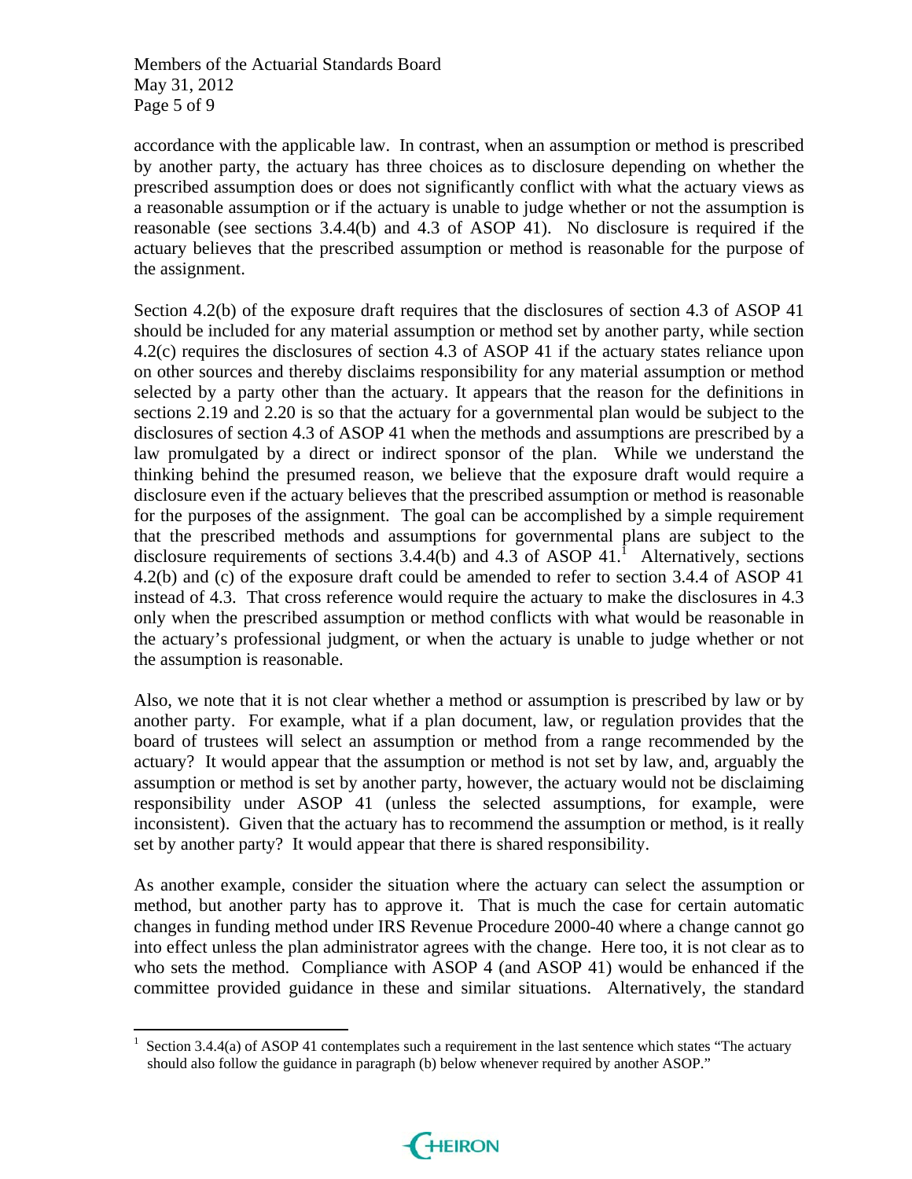accordance with the applicable law. In contrast, when an assumption or method is prescribed by another party, the actuary has three choices as to disclosure depending on whether the prescribed assumption does or does not significantly conflict with what the actuary views as a reasonable assumption or if the actuary is unable to judge whether or not the assumption is reasonable (see sections 3.4.4(b) and 4.3 of ASOP 41). No disclosure is required if the actuary believes that the prescribed assumption or method is reasonable for the purpose of the assignment.

Section 4.2(b) of the exposure draft requires that the disclosures of section 4.3 of ASOP 41 should be included for any material assumption or method set by another party, while section 4.2(c) requires the disclosures of section 4.3 of ASOP 41 if the actuary states reliance upon on other sources and thereby disclaims responsibility for any material assumption or method selected by a party other than the actuary. It appears that the reason for the definitions in sections 2.19 and 2.20 is so that the actuary for a governmental plan would be subject to the disclosures of section 4.3 of ASOP 41 when the methods and assumptions are prescribed by a law promulgated by a direct or indirect sponsor of the plan. While we understand the thinking behind the presumed reason, we believe that the exposure draft would require a disclosure even if the actuary believes that the prescribed assumption or method is reasonable for the purposes of the assignment. The goal can be accomplished by a simple requirement that the prescribed methods and assumptions for governmental plans are subject to the disclosure requirements of sections 3.4.4(b) and 4.3 of ASOP 41.[1] Alternatively, sections 4.2(b) and (c) of the exposure draft could be amended to refer to section 3.4.4 of ASOP 41 instead of 4.3. That cross reference would require the actuary to make the disclosures in 4.3 only when the prescribed assumption or method conflicts with what would be reasonable in the actuary's professional judgment, or when the actuary is unable to judge whether or not the assumption is reasonable.

Also, we note that it is not clear whether a method or assumption is prescribed by law or by another party. For example, what if a plan document, law, or regulation provides that the board of trustees will select an assumption or method from a range recommended by the actuary? It would appear that the assumption or method is not set by law, and, arguably the assumption or method is set by another party, however, the actuary would not be disclaiming responsibility under ASOP 41 (unless the selected assumptions, for example, were inconsistent). Given that the actuary has to recommend the assumption or method, is it really set by another party? It would appear that there is shared responsibility.

As another example, consider the situation where the actuary can select the assumption or method, but another party has to approve it. That is much the case for certain automatic changes in funding method under IRS Revenue Procedure 2000-40 where a change cannot go into effect unless the plan administrator agrees with the change. Here too, it is not clear as to who sets the method. Compliance with ASOP 4 (and ASOP 41) would be enhanced if the committee provided guidance in these and similar situations. Alternatively, the standard

[1] Section 3.4.4(a) of ASOP 41 contemplates such a requirement in the last sentence which states "The actuary should also follow the guidance in paragraph (b) below whenever required by another ASOP."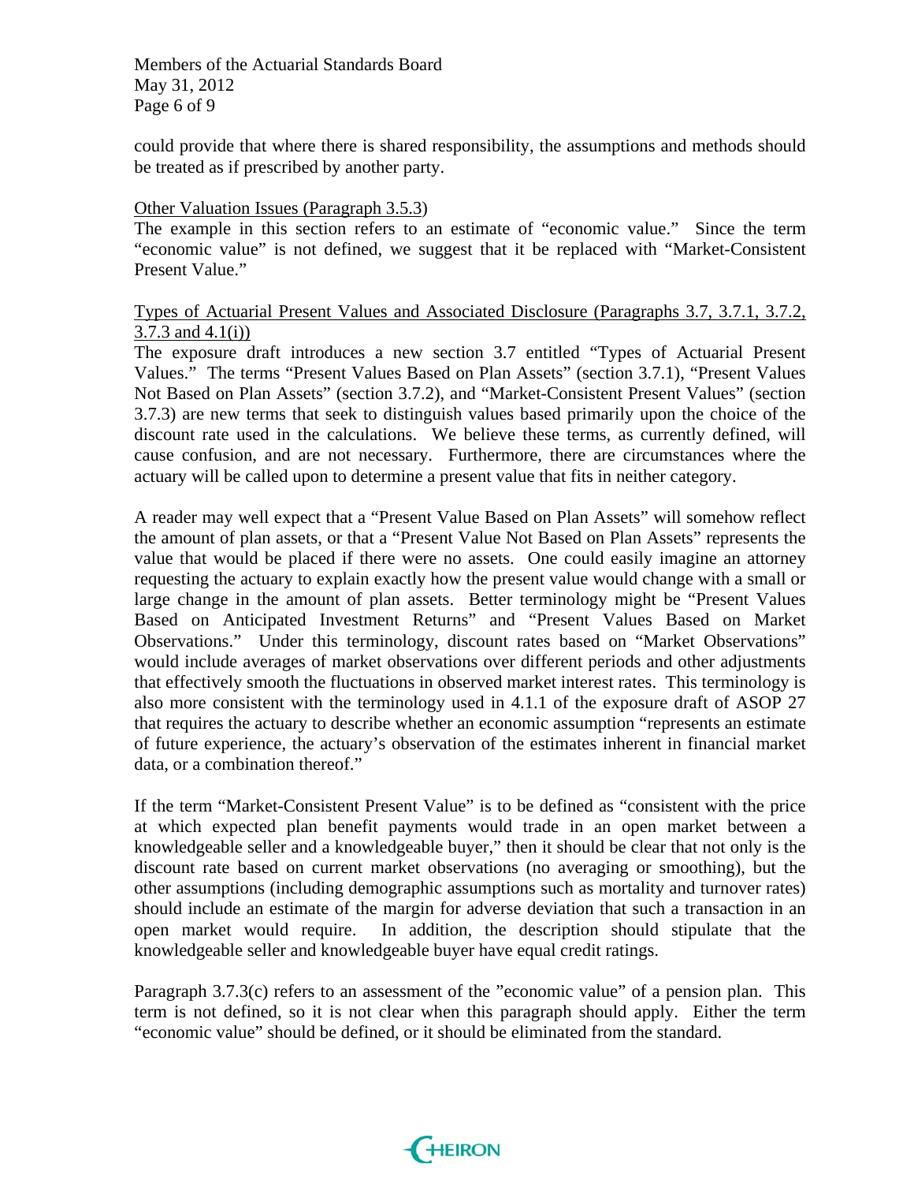could provide that where there is shared responsibility, the assumptions and methods should be treated as if prescribed by another party.

Other Valuation Issues (Paragraph 3.5.3)

The example in this section refers to an estimate of "economic value." Since the term "economic value" is not defined, we suggest that it be replaced with "Market-Consistent Present Value."

Types of Actuarial Present Values and Associated Disclosure (Paragraphs 3.7, 3.7.1, 3.7.2, 3.7.3 and 4.1(i))

The exposure draft introduces a new section 3.7 entitled "Types of Actuarial Present Values." The terms "Present Values Based on Plan Assets" (section 3.7.1), "Present Values Not Based on Plan Assets" (section 3.7.2), and "Market-Consistent Present Values" (section 3.7.3) are new terms that seek to distinguish values based primarily upon the choice of the discount rate used in the calculations. We believe these terms, as currently defined, will cause confusion, and are not necessary. Furthermore, there are circumstances where the actuary will be called upon to determine a present value that fits in neither category.

A reader may well expect that a "Present Value Based on Plan Assets" will somehow reflect the amount of plan assets, or that a "Present Value Not Based on Plan Assets" represents the value that would be placed if there were no assets. One could easily imagine an attorney requesting the actuary to explain exactly how the present value would change with a small or large change in the amount of plan assets. Better terminology might be "Present Values Based on Anticipated Investment Returns" and "Present Values Based on Market Observations." Under this terminology, discount rates based on "Market Observations" would include averages of market observations over different periods and other adjustments that effectively smooth the fluctuations in observed market interest rates. This terminology is also more consistent with the terminology used in 4.1.1 of the exposure draft of ASOP 27 that requires the actuary to describe whether an economic assumption "represents an estimate of future experience, the actuary's observation of the estimates inherent in financial market data, or a combination thereof."

If the term "Market-Consistent Present Value" is to be defined as "consistent with the price at which expected plan benefit payments would trade in an open market between a knowledgeable seller and a knowledgeable buyer," then it should be clear that not only is the discount rate based on current market observations (no averaging or smoothing), but the other assumptions (including demographic assumptions such as mortality and turnover rates) should include an estimate of the margin for adverse deviation that such a transaction in an open market would require. In addition, the description should stipulate that the knowledgeable seller and knowledgeable buyer have equal credit ratings.

Paragraph 3.7.3(c) refers to an assessment of the "economic value" of a pension plan. This term is not defined, so it is not clear when this paragraph should apply. Either the term "economic value" should be defined, or it should be eliminated from the standard.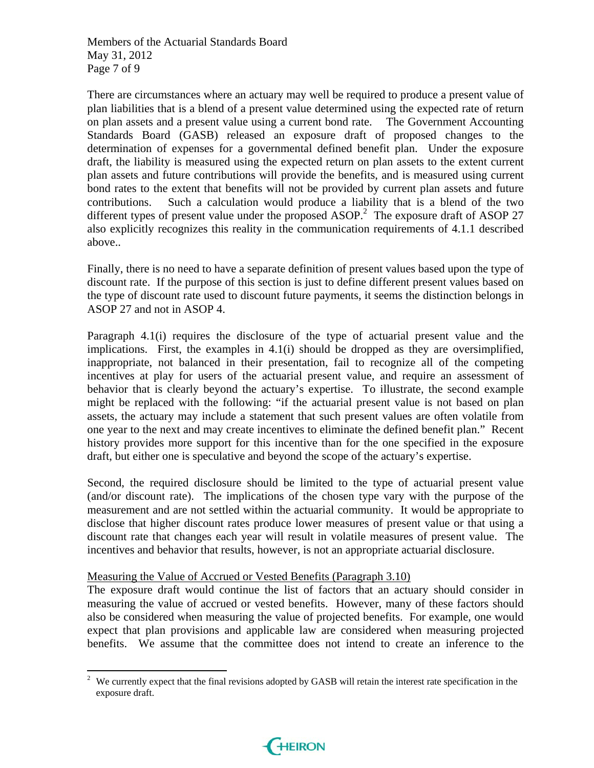There are circumstances where an actuary may well be required to produce a present value of plan liabilities that is a blend of a present value determined using the expected rate of return on plan assets and a present value using a current bond rate. The Government Accounting Standards Board (GASB) released an exposure draft of proposed changes to the determination of expenses for a governmental defined benefit plan. Under the exposure draft, the liability is measured using the expected return on plan assets to the extent current plan assets and future contributions will provide the benefits, and is measured using current bond rates to the extent that benefits will not be provided by current plan assets and future contributions. Such a calculation would produce a liability that is a blend of the two different types of present value under the proposed ASOP.[2] The exposure draft of ASOP 27 also explicitly recognizes this reality in the communication requirements of 4.1.1 described above..

Finally, there is no need to have a separate definition of present values based upon the type of discount rate. If the purpose of this section is just to define different present values based on the type of discount rate used to discount future payments, it seems the distinction belongs in ASOP 27 and not in ASOP 4.

Paragraph 4.1(i) requires the disclosure of the type of actuarial present value and the implications. First, the examples in 4.1(i) should be dropped as they are oversimplified, inappropriate, not balanced in their presentation, fail to recognize all of the competing incentives at play for users of the actuarial present value, and require an assessment of behavior that is clearly beyond the actuary's expertise. To illustrate, the second example might be replaced with the following: "if the actuarial present value is not based on plan assets, the actuary may include a statement that such present values are often volatile from one year to the next and may create incentives to eliminate the defined benefit plan." Recent history provides more support for this incentive than for the one specified in the exposure draft, but either one is speculative and beyond the scope of the actuary's expertise.

Second, the required disclosure should be limited to the type of actuarial present value (and/or discount rate). The implications of the chosen type vary with the purpose of the measurement and are not settled within the actuarial community. It would be appropriate to disclose that higher discount rates produce lower measures of present value or that using a discount rate that changes each year will result in volatile measures of present value. The incentives and behavior that results, however, is not an appropriate actuarial disclosure.

<u>Measuring the Value of Accrued or Vested Benefits (Paragraph 3.10)</u>

The exposure draft would continue the list of factors that an actuary should consider in measuring the value of accrued or vested benefits. However, many of these factors should also be considered when measuring the value of projected benefits. For example, one would expect that plan provisions and applicable law are considered when measuring projected benefits. We assume that the committee does not intend to create an inference to the

[2] We currently expect that the final revisions adopted by GASB will retain the interest rate specification in the exposure draft.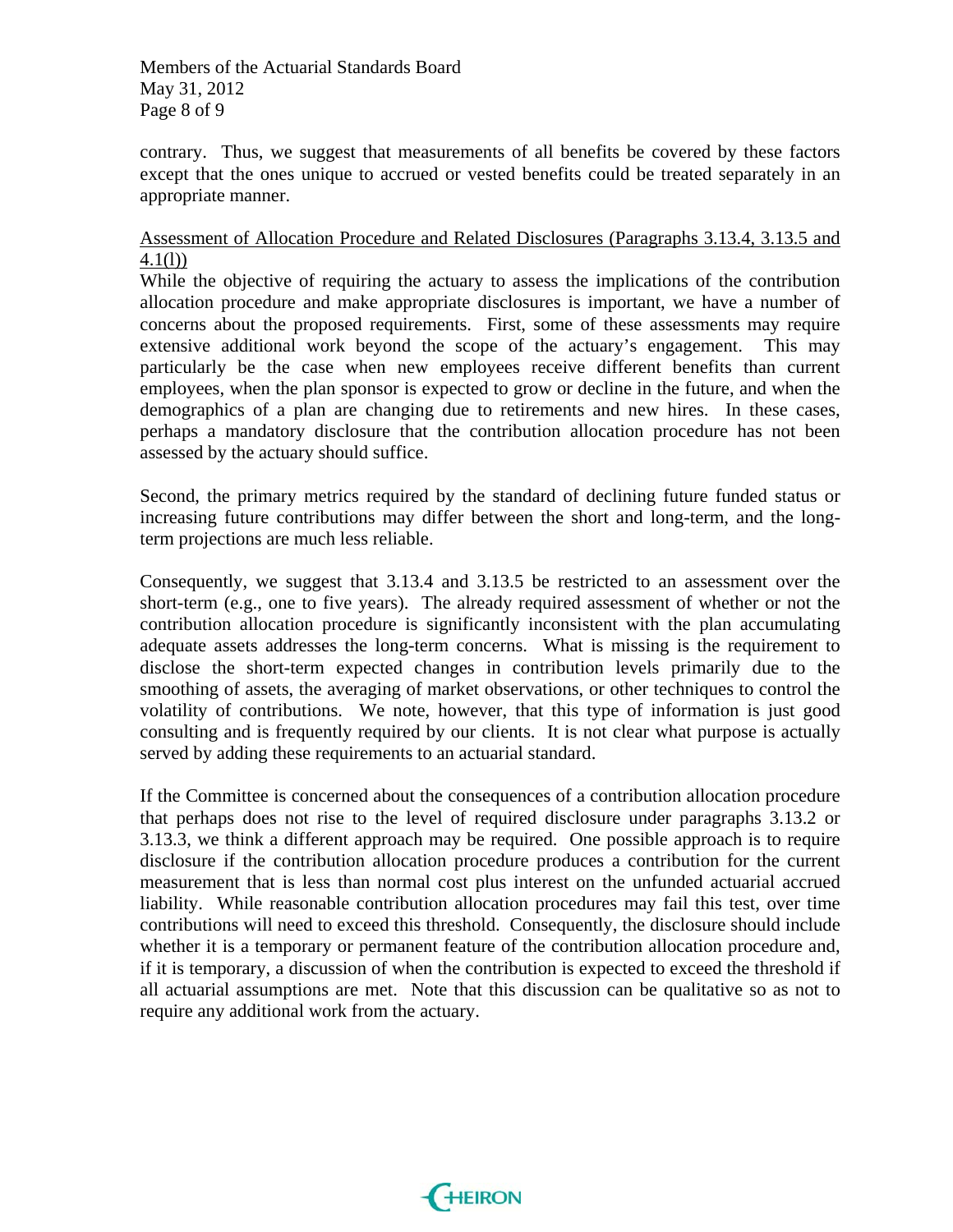contrary. Thus, we suggest that measurements of all benefits be covered by these factors except that the ones unique to accrued or vested benefits could be treated separately in an appropriate manner.

Assessment of Allocation Procedure and Related Disclosures (Paragraphs 3.13.4, 3.13.5 and 4.1(l))

While the objective of requiring the actuary to assess the implications of the contribution allocation procedure and make appropriate disclosures is important, we have a number of concerns about the proposed requirements. First, some of these assessments may require extensive additional work beyond the scope of the actuary's engagement. This may particularly be the case when new employees receive different benefits than current employees, when the plan sponsor is expected to grow or decline in the future, and when the demographics of a plan are changing due to retirements and new hires. In these cases, perhaps a mandatory disclosure that the contribution allocation procedure has not been assessed by the actuary should suffice.

Second, the primary metrics required by the standard of declining future funded status or increasing future contributions may differ between the short and long-term, and the long-term projections are much less reliable.

Consequently, we suggest that 3.13.4 and 3.13.5 be restricted to an assessment over the short-term (e.g., one to five years). The already required assessment of whether or not the contribution allocation procedure is significantly inconsistent with the plan accumulating adequate assets addresses the long-term concerns. What is missing is the requirement to disclose the short-term expected changes in contribution levels primarily due to the smoothing of assets, the averaging of market observations, or other techniques to control the volatility of contributions. We note, however, that this type of information is just good consulting and is frequently required by our clients. It is not clear what purpose is actually served by adding these requirements to an actuarial standard.

If the Committee is concerned about the consequences of a contribution allocation procedure that perhaps does not rise to the level of required disclosure under paragraphs 3.13.2 or 3.13.3, we think a different approach may be required. One possible approach is to require disclosure if the contribution allocation procedure produces a contribution for the current measurement that is less than normal cost plus interest on the unfunded actuarial accrued liability. While reasonable contribution allocation procedures may fail this test, over time contributions will need to exceed this threshold. Consequently, the disclosure should include whether it is a temporary or permanent feature of the contribution allocation procedure and, if it is temporary, a discussion of when the contribution is expected to exceed the threshold if all actuarial assumptions are met. Note that this discussion can be qualitative so as not to require any additional work from the actuary.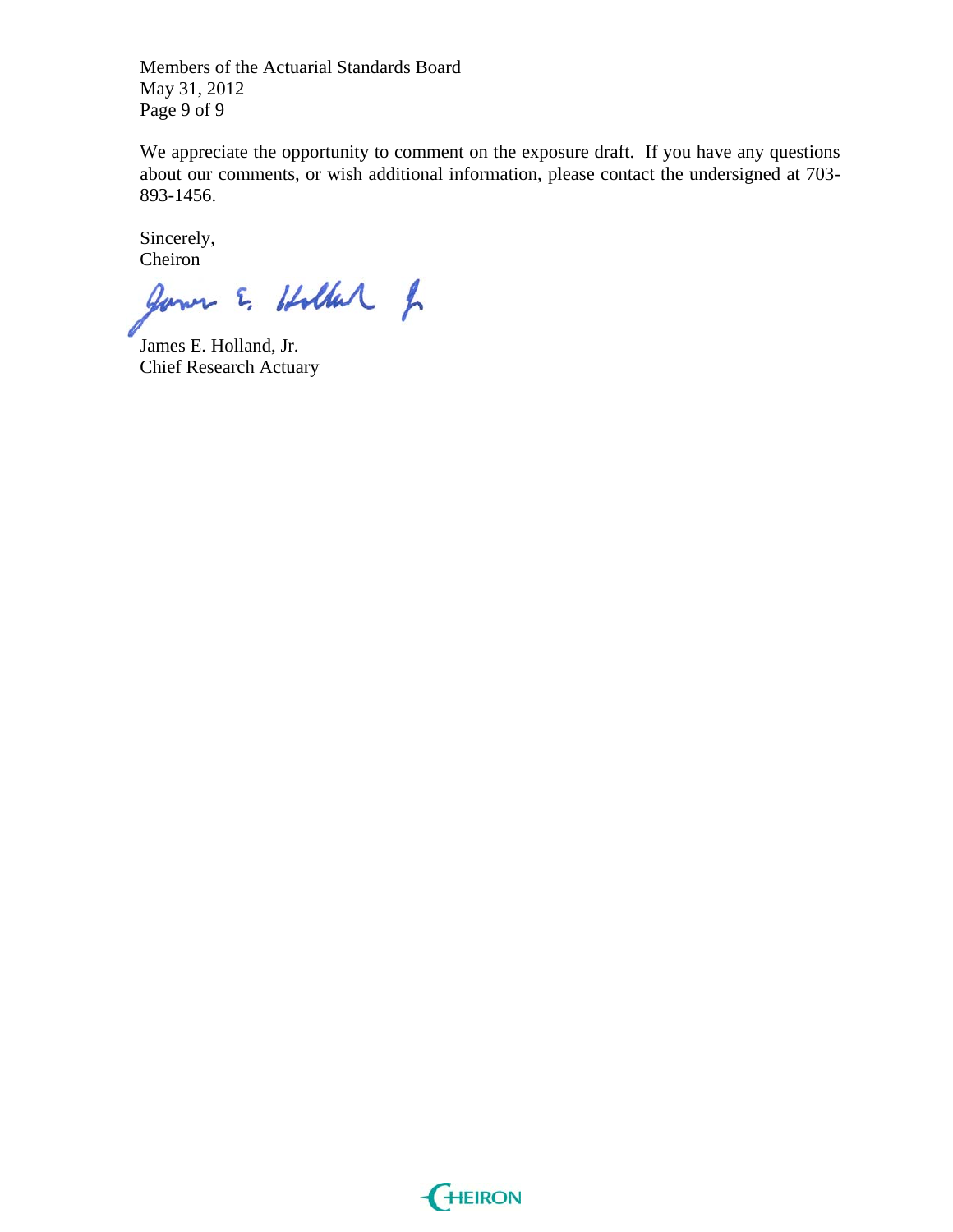We appreciate the opportunity to comment on the exposure draft. If you have any questions about our comments, or wish additional information, please contact the undersigned at 703-893-1456.

Sincerely,
Cheiron

James E. Holland, Jr.
Chief Research Actuary